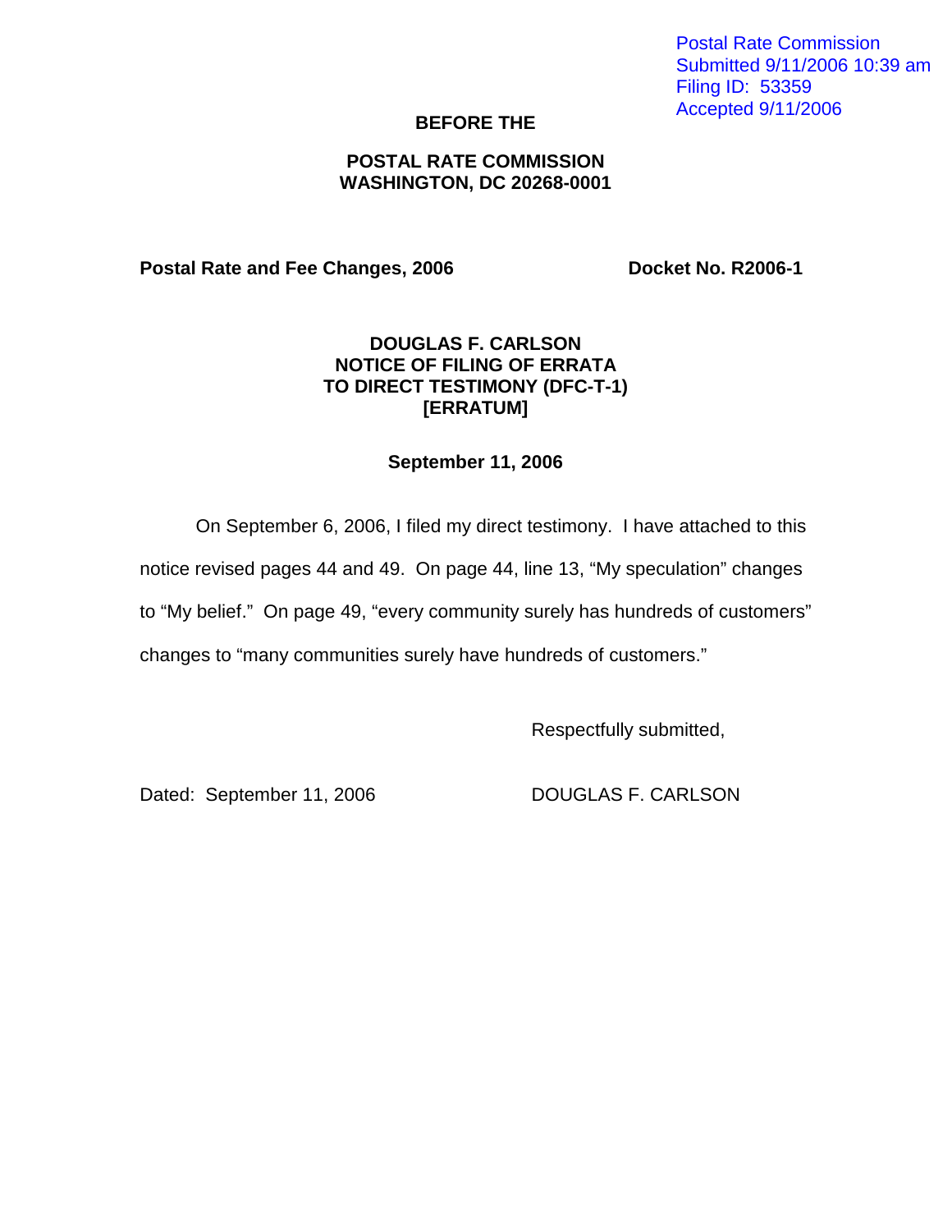Postal Rate Commission
Submitted 9/11/2006 10:39 am
Filing ID: 53359
Accepted 9/11/2006

**BEFORE THE**

**POSTAL RATE COMMISSION**
**WASHINGTON, DC 20268-0001**

**Postal Rate and Fee Changes, 2006** | **Docket No. R2006-1**

**DOUGLAS F. CARLSON**
**NOTICE OF FILING OF ERRATA**
**TO DIRECT TESTIMONY (DFC-T-1)**
**[ERRATUM]**

**September 11, 2006**

On September 6, 2006, I filed my direct testimony. I have attached to this notice revised pages 44 and 49. On page 44, line 13, "My speculation" changes to "My belief." On page 49, "every community surely has hundreds of customers" changes to "many communities surely have hundreds of customers."

Respectfully submitted,

Dated: September 11, 2006

DOUGLAS F. CARLSON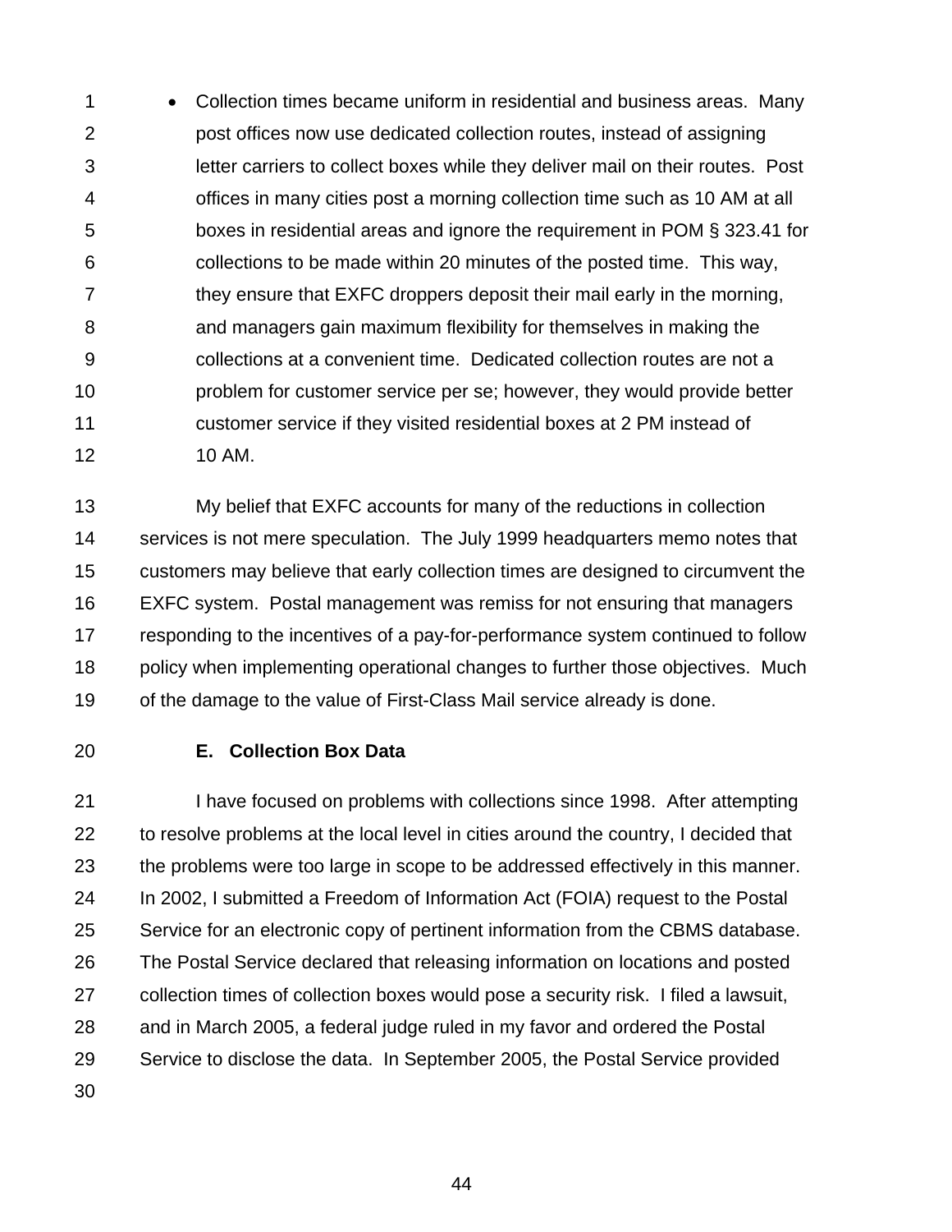- Collection times became uniform in residential and business areas. Many post offices now use dedicated collection routes, instead of assigning letter carriers to collect boxes while they deliver mail on their routes. Post offices in many cities post a morning collection time such as 10 AM at all boxes in residential areas and ignore the requirement in POM § 323.41 for collections to be made within 20 minutes of the posted time. This way, they ensure that EXFC droppers deposit their mail early in the morning, and managers gain maximum flexibility for themselves in making the collections at a convenient time. Dedicated collection routes are not a problem for customer service per se; however, they would provide better customer service if they visited residential boxes at 2 PM instead of 10 AM.

My belief that EXFC accounts for many of the reductions in collection services is not mere speculation. The July 1999 headquarters memo notes that customers may believe that early collection times are designed to circumvent the EXFC system. Postal management was remiss for not ensuring that managers responding to the incentives of a pay-for-performance system continued to follow policy when implementing operational changes to further those objectives. Much of the damage to the value of First-Class Mail service already is done.

### E. Collection Box Data

I have focused on problems with collections since 1998. After attempting to resolve problems at the local level in cities around the country, I decided that the problems were too large in scope to be addressed effectively in this manner. In 2002, I submitted a Freedom of Information Act (FOIA) request to the Postal Service for an electronic copy of pertinent information from the CBMS database. The Postal Service declared that releasing information on locations and posted collection times of collection boxes would pose a security risk. I filed a lawsuit, and in March 2005, a federal judge ruled in my favor and ordered the Postal Service to disclose the data. In September 2005, the Postal Service provided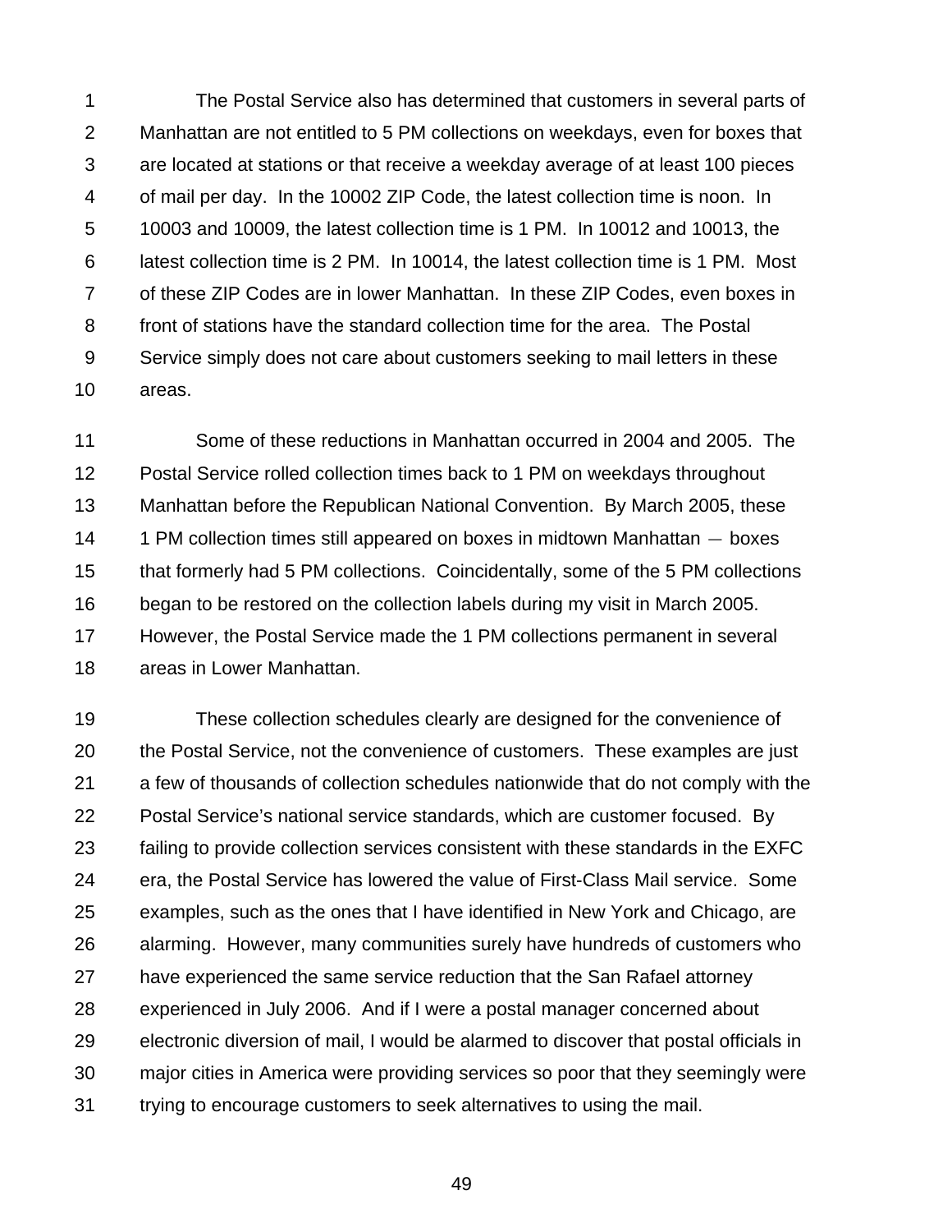The Postal Service also has determined that customers in several parts of Manhattan are not entitled to 5 PM collections on weekdays, even for boxes that are located at stations or that receive a weekday average of at least 100 pieces of mail per day. In the 10002 ZIP Code, the latest collection time is noon. In 10003 and 10009, the latest collection time is 1 PM. In 10012 and 10013, the latest collection time is 2 PM. In 10014, the latest collection time is 1 PM. Most of these ZIP Codes are in lower Manhattan. In these ZIP Codes, even boxes in front of stations have the standard collection time for the area. The Postal Service simply does not care about customers seeking to mail letters in these areas.

Some of these reductions in Manhattan occurred in 2004 and 2005. The Postal Service rolled collection times back to 1 PM on weekdays throughout Manhattan before the Republican National Convention. By March 2005, these 1 PM collection times still appeared on boxes in midtown Manhattan — boxes that formerly had 5 PM collections. Coincidentally, some of the 5 PM collections began to be restored on the collection labels during my visit in March 2005. However, the Postal Service made the 1 PM collections permanent in several areas in Lower Manhattan.

These collection schedules clearly are designed for the convenience of the Postal Service, not the convenience of customers. These examples are just a few of thousands of collection schedules nationwide that do not comply with the Postal Service's national service standards, which are customer focused. By failing to provide collection services consistent with these standards in the EXFC era, the Postal Service has lowered the value of First-Class Mail service. Some examples, such as the ones that I have identified in New York and Chicago, are alarming. However, many communities surely have hundreds of customers who have experienced the same service reduction that the San Rafael attorney experienced in July 2006. And if I were a postal manager concerned about electronic diversion of mail, I would be alarmed to discover that postal officials in major cities in America were providing services so poor that they seemingly were trying to encourage customers to seek alternatives to using the mail.